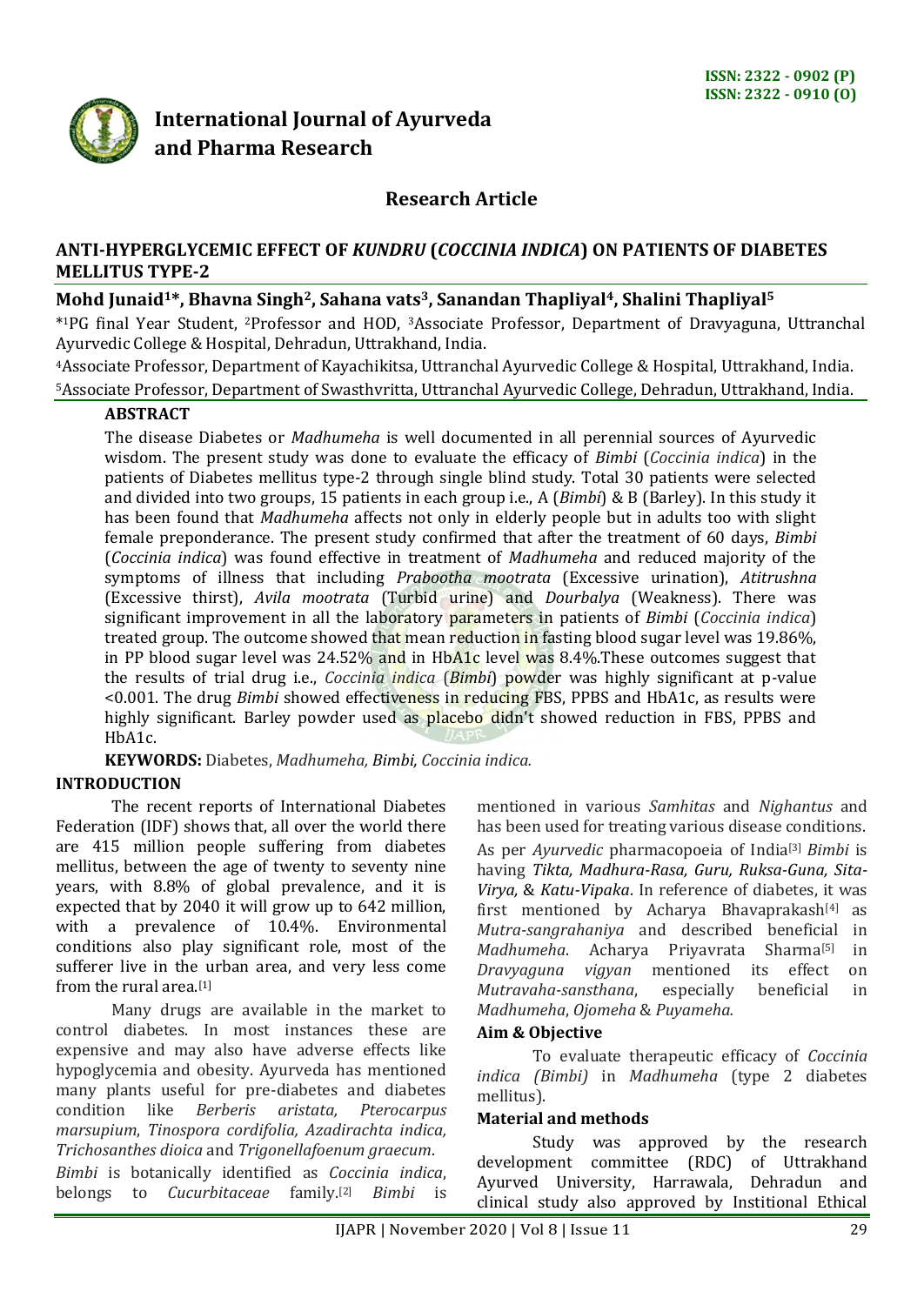ISSN: 2322 - 0902 (P)
ISSN: 2322 - 0910 (O)

# International Journal of Ayurveda and Pharma Research

## Research Article

# ANTI-HYPERGLYCEMIC EFFECT OF *KUNDRU* (*COCCINIA INDICA*) ON PATIENTS OF DIABETES MELLITUS TYPE-2

**Mohd Junaid[1]*, Bhavna Singh[2], Sahana vats[3], Sanandan Thapliyal[4], Shalini Thapliyal[5]**

*[1]PG final Year Student, [2]Professor and HOD, [3]Associate Professor, Department of Dravyaguna, Uttranchal Ayurvedic College & Hospital, Dehradun, Uttrakhand, India.

[4]Associate Professor, Department of Kayachikitsa, Uttranchal Ayurvedic College & Hospital, Uttrakhand, India.

[5]Associate Professor, Department of Swasthvritta, Uttranchal Ayurvedic College, Dehradun, Uttrakhand, India.

### ABSTRACT

The disease Diabetes or *Madhumeha* is well documented in all perennial sources of Ayurvedic wisdom. The present study was done to evaluate the efficacy of *Bimbi* (*Coccinia indica*) in the patients of Diabetes mellitus type-2 through single blind study. Total 30 patients were selected and divided into two groups, 15 patients in each group i.e., A (*Bimbi*) & B (Barley). In this study it has been found that *Madhumeha* affects not only in elderly people but in adults too with slight female preponderance. The present study confirmed that after the treatment of 60 days, *Bimbi* (*Coccinia indica*) was found effective in treatment of *Madhumeha* and reduced majority of the symptoms of illness that including *Prabootha mootrata* (Excessive urination), *Atitrushna* (Excessive thirst), *Avila mootrata* (Turbid urine) and *Dourbalya* (Weakness). There was significant improvement in all the laboratory parameters in patients of *Bimbi* (*Coccinia indica*) treated group. The outcome showed that mean reduction in fasting blood sugar level was 19.86%, in PP blood sugar level was 24.52% and in HbA1c level was 8.4%.These outcomes suggest that the results of trial drug i.e., *Coccinia indica* (*Bimbi*) powder was highly significant at p-value <0.001. The drug *Bimbi* showed effectiveness in reducing FBS, PPBS and HbA1c, as results were highly significant. Barley powder used as placebo didn't showed reduction in FBS, PPBS and HbA1c.

**KEYWORDS:** Diabetes, *Madhumeha, Bimbi, Coccinia indica.*

## INTRODUCTION

The recent reports of International Diabetes Federation (IDF) shows that, all over the world there are 415 million people suffering from diabetes mellitus, between the age of twenty to seventy nine years, with 8.8% of global prevalence, and it is expected that by 2040 it will grow up to 642 million, with a prevalence of 10.4%. Environmental conditions also play significant role, most of the sufferer live in the urban area, and very less come from the rural area.[1]

Many drugs are available in the market to control diabetes. In most instances these are expensive and may also have adverse effects like hypoglycemia and obesity. Ayurveda has mentioned many plants useful for pre-diabetes and diabetes condition like *Berberis aristata, Pterocarpus marsupium*, *Tinospora cordifolia, Azadirachta indica, Trichosanthes dioica* and *Trigonellafoenum graecum*.

*Bimbi* is botanically identified as *Coccinia indica*, belongs to *Cucurbitaceae* family.[2] *Bimbi* is mentioned in various *Samhitas* and *Nighantus* and has been used for treating various disease conditions. As per *Ayurvedic* pharmacopoeia of India[3] *Bimbi* is having *Tikta, Madhura-Rasa, Guru, Ruksa-Guna, Sita-Virya,* & *Katu-Vipaka*. In reference of diabetes, it was first mentioned by Acharya Bhavaprakash[4] as *Mutra-sangrahaniya* and described beneficial in *Madhumeha*. Acharya Priyavrata Sharma[5] in *Dravyaguna vigyan* mentioned its effect on *Mutravaha-sansthana*, especially beneficial in *Madhumeha*, *Ojomeha* & *Puyameha.*

### Aim & Objective

To evaluate therapeutic efficacy of *Coccinia indica (Bimbi)* in *Madhumeha* (type 2 diabetes mellitus).

### Material and methods

Study was approved by the research development committee (RDC) of Uttrakhand Ayurved University, Harrawala, Dehradun and clinical study also approved by Institional Ethical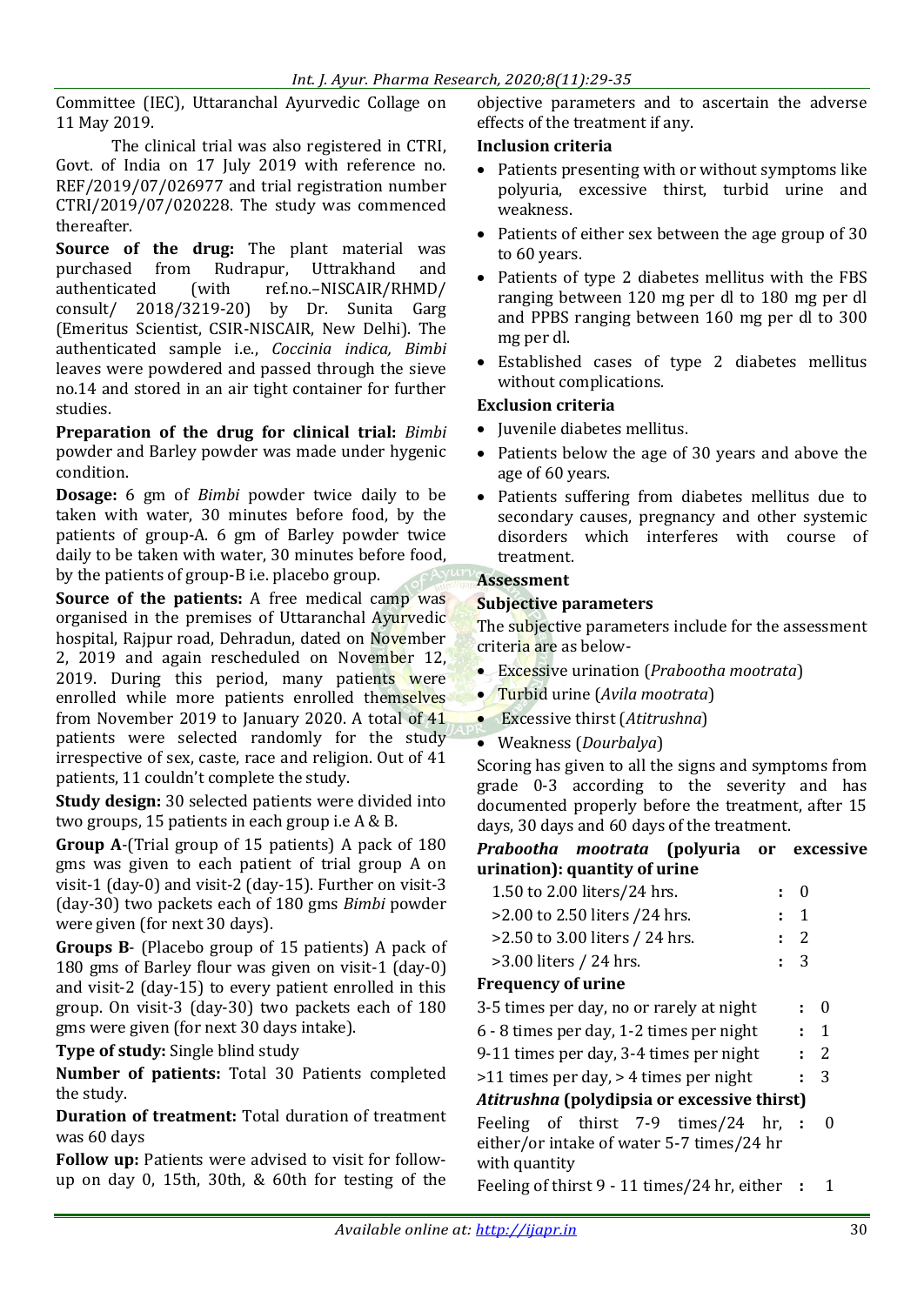Committee (IEC), Uttaranchal Ayurvedic Collage on 11 May 2019.

The clinical trial was also registered in CTRI, Govt. of India on 17 July 2019 with reference no. REF/2019/07/026977 and trial registration number CTRI/2019/07/020228. The study was commenced thereafter.

**Source of the drug:** The plant material was purchased from Rudrapur, Uttrakhand and authenticated (with ref.no.–NISCAIR/RHMD/ consult/ 2018/3219-20) by Dr. Sunita Garg (Emeritus Scientist, CSIR-NISCAIR, New Delhi). The authenticated sample i.e., *Coccinia indica, Bimbi* leaves were powdered and passed through the sieve no.14 and stored in an air tight container for further studies.

**Preparation of the drug for clinical trial:** *Bimbi* powder and Barley powder was made under hygenic condition.

**Dosage:** 6 gm of *Bimbi* powder twice daily to be taken with water, 30 minutes before food, by the patients of group-A. 6 gm of Barley powder twice daily to be taken with water, 30 minutes before food, by the patients of group-B i.e. placebo group.

**Source of the patients:** A free medical camp was organised in the premises of Uttaranchal Ayurvedic hospital, Rajpur road, Dehradun, dated on November 2, 2019 and again rescheduled on November 12, 2019. During this period, many patients were enrolled while more patients enrolled themselves from November 2019 to January 2020. A total of 41 patients were selected randomly for the study irrespective of sex, caste, race and religion. Out of 41 patients, 11 couldn't complete the study.

**Study design:** 30 selected patients were divided into two groups, 15 patients in each group i.e A & B.

**Group A**-(Trial group of 15 patients) A pack of 180 gms was given to each patient of trial group A on visit-1 (day-0) and visit-2 (day-15). Further on visit-3 (day-30) two packets each of 180 gms *Bimbi* powder were given (for next 30 days).

**Groups B**- (Placebo group of 15 patients) A pack of 180 gms of Barley flour was given on visit-1 (day-0) and visit-2 (day-15) to every patient enrolled in this group. On visit-3 (day-30) two packets each of 180 gms were given (for next 30 days intake).

**Type of study:** Single blind study

**Number of patients:** Total 30 Patients completed the study.

**Duration of treatment:** Total duration of treatment was 60 days

**Follow up:** Patients were advised to visit for follow-up on day 0, 15th, 30th, & 60th for testing of the objective parameters and to ascertain the adverse effects of the treatment if any.

**Inclusion criteria**

- Patients presenting with or without symptoms like polyuria, excessive thirst, turbid urine and weakness.
- Patients of either sex between the age group of 30 to 60 years.
- Patients of type 2 diabetes mellitus with the FBS ranging between 120 mg per dl to 180 mg per dl and PPBS ranging between 160 mg per dl to 300 mg per dl.
- Established cases of type 2 diabetes mellitus without complications.

**Exclusion criteria**

- Juvenile diabetes mellitus.
- Patients below the age of 30 years and above the age of 60 years.
- Patients suffering from diabetes mellitus due to secondary causes, pregnancy and other systemic disorders which interferes with course of treatment.

**Assessment**

**Subjective parameters**

The subjective parameters include for the assessment criteria are as below-

- Excessive urination (*Prabootha mootrata*)
- Turbid urine (*Avila mootrata*)
- Excessive thirst (*Atitrushna*)
- Weakness (*Dourbalya*)

Scoring has given to all the signs and symptoms from grade 0-3 according to the severity and has documented properly before the treatment, after 15 days, 30 days and 60 days of the treatment.

***Prabootha mootrata* (polyuria or excessive urination): quantity of urine**

| | | |
|---|---|---|
| 1.50 to 2.00 liters/24 hrs. | : | 0 |
| >2.00 to 2.50 liters /24 hrs. | : | 1 |
| >2.50 to 3.00 liters / 24 hrs. | : | 2 |
| >3.00 liters / 24 hrs. | : | 3 |

**Frequency of urine**

| | | |
|---|---|---|
| 3-5 times per day, no or rarely at night | : | 0 |
| 6 - 8 times per day, 1-2 times per night | : | 1 |
| 9-11 times per day, 3-4 times per night | : | 2 |
| >11 times per day, > 4 times per night | : | 3 |

***Atitrushna* (polydipsia or excessive thirst)**

| | | |
|---|---|---|
| Feeling of thirst 7-9 times/24 hr, either/or intake of water 5-7 times/24 hr with quantity | : | 0 |
| Feeling of thirst 9 - 11 times/24 hr, either | : | 1 |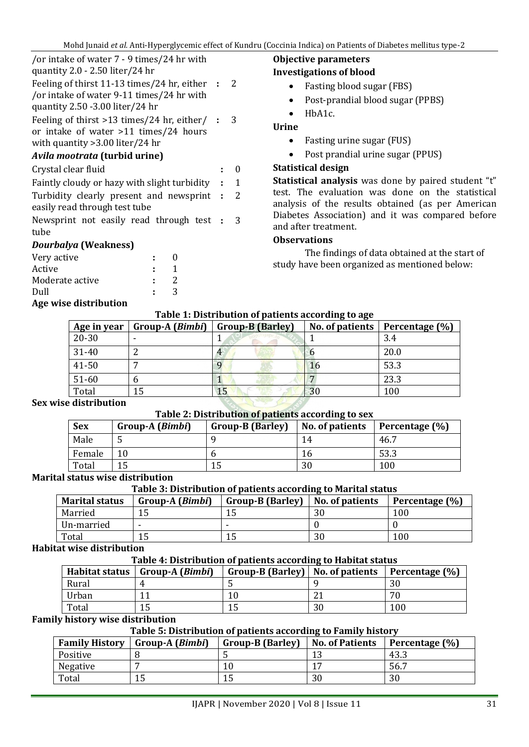/or intake of water 7 - 9 times/24 hr with quantity 2.0 - 2.50 liter/24 hr

Feeling of thirst 11-13 times/24 hr, either /or intake of water 9-11 times/24 hr with quantity 2.50 -3.00 liter/24 hr : 2

Feeling of thirst >13 times/24 hr, either/ or intake of water >11 times/24 hours with quantity >3.00 liter/24 hr : 3

***Avila mootrata* (turbid urine)**

Crystal clear fluid : 0

Faintly cloudy or hazy with slight turbidity : 1

Turbidity clearly present and newsprint easily read through test tube : 2

Newsprint not easily read through test tube : 3

***Dourbalya* (Weakness)**

Very active : 0

Active : 1

Moderate active : 2

Dull : 3

**Objective parameters**

**Investigations of blood**

- Fasting blood sugar (FBS)
- Post-prandial blood sugar (PPBS)
- HbA1c.

**Urine**

- Fasting urine sugar (FUS)
- Post prandial urine sugar (PPUS)

**Statistical design**

**Statistical analysis** was done by paired student "t" test. The evaluation was done on the statistical analysis of the results obtained (as per American Diabetes Association) and it was compared before and after treatment.

**Observations**

The findings of data obtained at the start of study have been organized as mentioned below:

**Age wise distribution**

**Table 1: Distribution of patients according to age**

| Age in year | Group-A (*Bimbi*) | Group-B (Barley) | No. of patients | Percentage (%) |
|---|---|---|---|---|
| 20-30 | - | 1 | 1 | 3.4 |
| 31-40 | 2 | 4 | 6 | 20.0 |
| 41-50 | 7 | 9 | 16 | 53.3 |
| 51-60 | 6 | 1 | 7 | 23.3 |
| Total | 15 | 15 | 30 | 100 |

**Sex wise distribution**

**Table 2: Distribution of patients according to sex**

| Sex | Group-A (*Bimbi*) | Group-B (Barley) | No. of patients | Percentage (%) |
|---|---|---|---|---|
| Male | 5 | 9 | 14 | 46.7 |
| Female | 10 | 6 | 16 | 53.3 |
| Total | 15 | 15 | 30 | 100 |

**Marital status wise distribution**

**Table 3: Distribution of patients according to Marital status**

| Marital status | Group-A (*Bimbi*) | Group-B (Barley) | No. of patients | Percentage (%) |
|---|---|---|---|---|
| Married | 15 | 15 | 30 | 100 |
| Un-married | - | - | 0 | 0 |
| Total | 15 | 15 | 30 | 100 |

**Habitat wise distribution**

**Table 4: Distribution of patients according to Habitat status**

| Habitat status | Group-A (*Bimbi*) | Group-B (Barley) | No. of patients | Percentage (%) |
|---|---|---|---|---|
| Rural | 4 | 5 | 9 | 30 |
| Urban | 11 | 10 | 21 | 70 |
| Total | 15 | 15 | 30 | 100 |

**Family history wise distribution**

**Table 5: Distribution of patients according to Family history**

| Family History | Group-A (*Bimbi*) | Group-B (Barley) | No. of Patients | Percentage (%) |
|---|---|---|---|---|
| Positive | 8 | 5 | 13 | 43.3 |
| Negative | 7 | 10 | 17 | 56.7 |
| Total | 15 | 15 | 30 | 30 |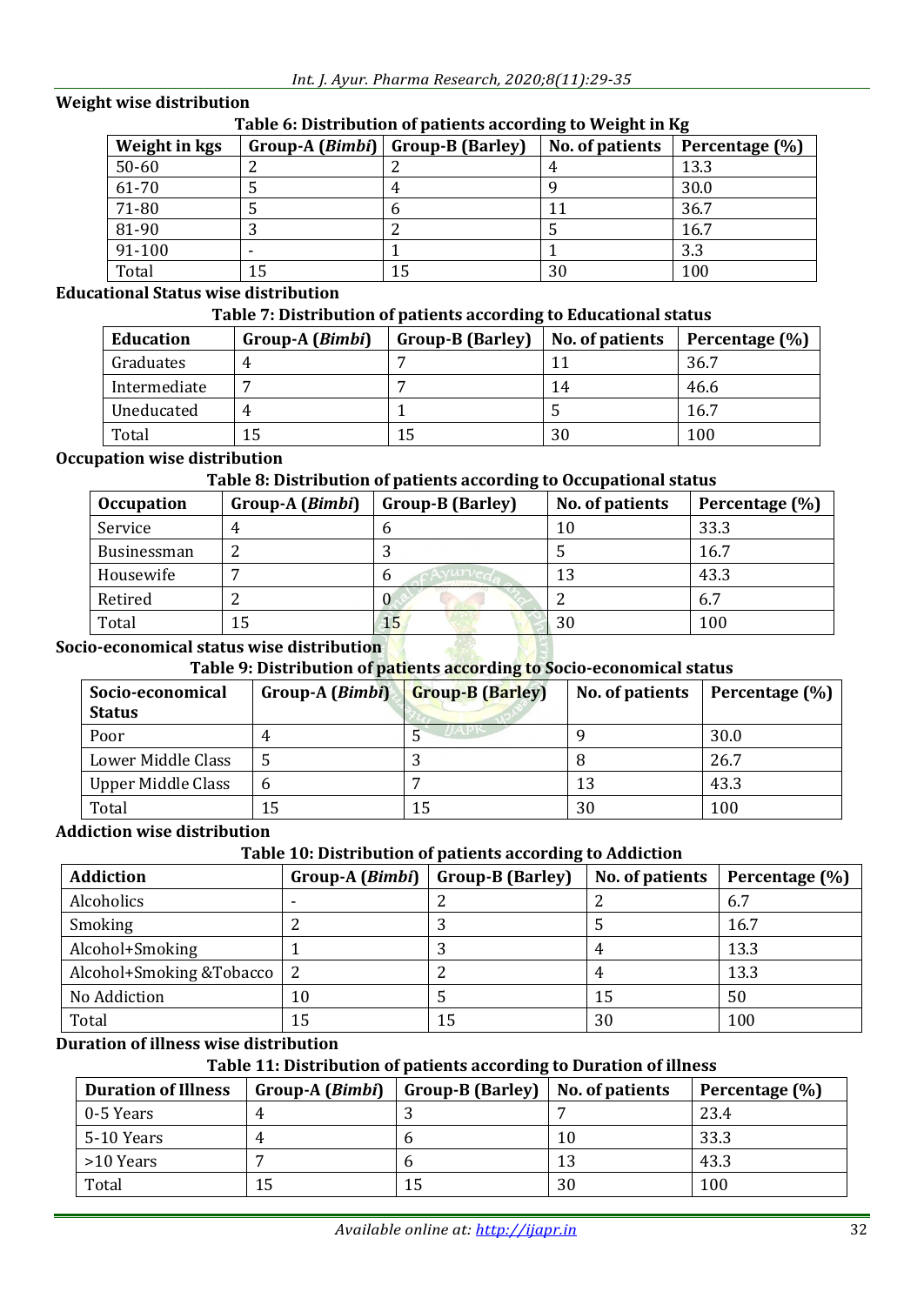**Weight wise distribution**

**Table 6: Distribution of patients according to Weight in Kg**

| Weight in kgs | Group-A (*Bimbi*) | Group-B (Barley) | No. of patients | Percentage (%) |
|---|---|---|---|---|
| 50-60 | 2 | 2 | 4 | 13.3 |
| 61-70 | 5 | 4 | 9 | 30.0 |
| 71-80 | 5 | 6 | 11 | 36.7 |
| 81-90 | 3 | 2 | 5 | 16.7 |
| 91-100 | - | 1 | 1 | 3.3 |
| Total | 15 | 15 | 30 | 100 |

**Educational Status wise distribution**

**Table 7: Distribution of patients according to Educational status**

| Education | Group-A (*Bimbi*) | Group-B (Barley) | No. of patients | Percentage (%) |
|---|---|---|---|---|
| Graduates | 4 | 7 | 11 | 36.7 |
| Intermediate | 7 | 7 | 14 | 46.6 |
| Uneducated | 4 | 1 | 5 | 16.7 |
| Total | 15 | 15 | 30 | 100 |

**Occupation wise distribution**

**Table 8: Distribution of patients according to Occupational status**

| Occupation | Group-A (*Bimbi*) | Group-B (Barley) | No. of patients | Percentage (%) |
|---|---|---|---|---|
| Service | 4 | 6 | 10 | 33.3 |
| Businessman | 2 | 3 | 5 | 16.7 |
| Housewife | 7 | 6 | 13 | 43.3 |
| Retired | 2 | 0 | 2 | 6.7 |
| Total | 15 | 15 | 30 | 100 |

**Socio-economical status wise distribution**

**Table 9: Distribution of patients according to Socio-economical status**

| Socio-economical Status | Group-A (*Bimbi*) | Group-B (Barley) | No. of patients | Percentage (%) |
|---|---|---|---|---|
| Poor | 4 | 5 | 9 | 30.0 |
| Lower Middle Class | 5 | 3 | 8 | 26.7 |
| Upper Middle Class | 6 | 7 | 13 | 43.3 |
| Total | 15 | 15 | 30 | 100 |

**Addiction wise distribution**

**Table 10: Distribution of patients according to Addiction**

| Addiction | Group-A (*Bimbi*) | Group-B (Barley) | No. of patients | Percentage (%) |
|---|---|---|---|---|
| Alcoholics | - | 2 | 2 | 6.7 |
| Smoking | 2 | 3 | 5 | 16.7 |
| Alcohol+Smoking | 1 | 3 | 4 | 13.3 |
| Alcohol+Smoking &Tobacco | 2 | 2 | 4 | 13.3 |
| No Addiction | 10 | 5 | 15 | 50 |
| Total | 15 | 15 | 30 | 100 |

**Duration of illness wise distribution**

**Table 11: Distribution of patients according to Duration of illness**

| Duration of Illness | Group-A (*Bimbi*) | Group-B (Barley) | No. of patients | Percentage (%) |
|---|---|---|---|---|
| 0-5 Years | 4 | 3 | 7 | 23.4 |
| 5-10 Years | 4 | 6 | 10 | 33.3 |
| >10 Years | 7 | 6 | 13 | 43.3 |
| Total | 15 | 15 | 30 | 100 |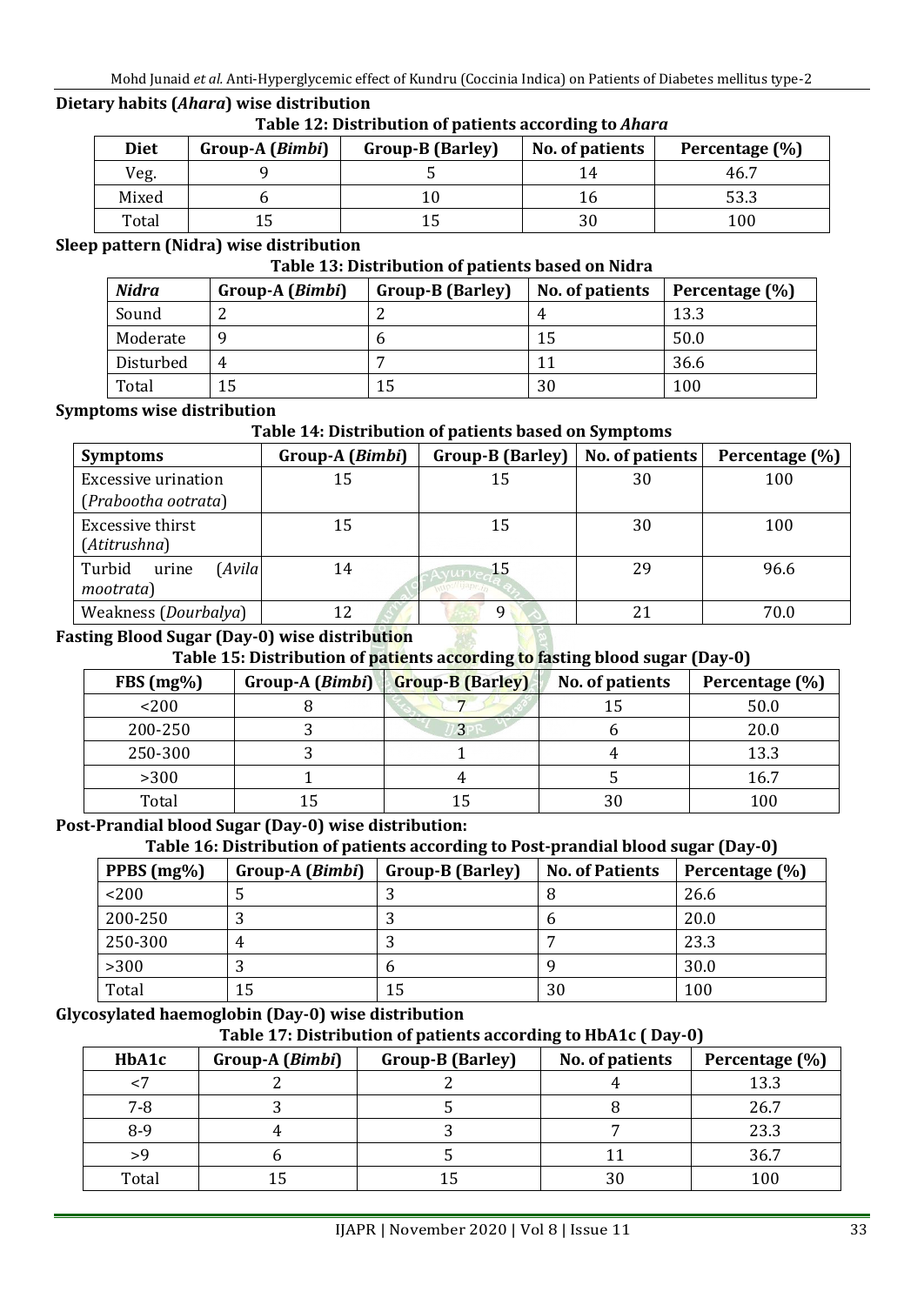**Dietary habits (*Ahara*) wise distribution**

**Table 12: Distribution of patients according to *Ahara***

| Diet | Group-A (*Bimbi*) | Group-B (Barley) | No. of patients | Percentage (%) |
|---|---|---|---|---|
| Veg. | 9 | 5 | 14 | 46.7 |
| Mixed | 6 | 10 | 16 | 53.3 |
| Total | 15 | 15 | 30 | 100 |

**Sleep pattern (Nidra) wise distribution**

**Table 13: Distribution of patients based on Nidra**

| *Nidra* | Group-A (*Bimbi*) | Group-B (Barley) | No. of patients | Percentage (%) |
|---|---|---|---|---|
| Sound | 2 | 2 | 4 | 13.3 |
| Moderate | 9 | 6 | 15 | 50.0 |
| Disturbed | 4 | 7 | 11 | 36.6 |
| Total | 15 | 15 | 30 | 100 |

**Symptoms wise distribution**

**Table 14: Distribution of patients based on Symptoms**

| Symptoms | Group-A (*Bimbi*) | Group-B (Barley) | No. of patients | Percentage (%) |
|---|---|---|---|---|
| Excessive urination (*Prabootha ootrata*) | 15 | 15 | 30 | 100 |
| Excessive thirst (*Atitrushna*) | 15 | 15 | 30 | 100 |
| Turbid urine (*Avila mootrata*) | 14 | 15 | 29 | 96.6 |
| Weakness (*Dourbalya*) | 12 | 9 | 21 | 70.0 |

**Fasting Blood Sugar (Day-0) wise distribution**

**Table 15: Distribution of patients according to fasting blood sugar (Day-0)**

| FBS (mg%) | Group-A (*Bimbi*) | Group-B (Barley) | No. of patients | Percentage (%) |
|---|---|---|---|---|
| <200 | 8 | 7 | 15 | 50.0 |
| 200-250 | 3 | 3 | 6 | 20.0 |
| 250-300 | 3 | 1 | 4 | 13.3 |
| >300 | 1 | 4 | 5 | 16.7 |
| Total | 15 | 15 | 30 | 100 |

**Post-Prandial blood Sugar (Day-0) wise distribution:**

**Table 16: Distribution of patients according to Post-prandial blood sugar (Day-0)**

| PPBS (mg%) | Group-A (*Bimbi*) | Group-B (Barley) | No. of Patients | Percentage (%) |
|---|---|---|---|---|
| <200 | 5 | 3 | 8 | 26.6 |
| 200-250 | 3 | 3 | 6 | 20.0 |
| 250-300 | 4 | 3 | 7 | 23.3 |
| >300 | 3 | 6 | 9 | 30.0 |
| Total | 15 | 15 | 30 | 100 |

**Glycosylated haemoglobin (Day-0) wise distribution**

**Table 17: Distribution of patients according to HbA1c ( Day-0)**

| HbA1c | Group-A (*Bimbi*) | Group-B (Barley) | No. of patients | Percentage (%) |
|---|---|---|---|---|
| <7 | 2 | 2 | 4 | 13.3 |
| 7-8 | 3 | 5 | 8 | 26.7 |
| 8-9 | 4 | 3 | 7 | 23.3 |
| >9 | 6 | 5 | 11 | 36.7 |
| Total | 15 | 15 | 30 | 100 |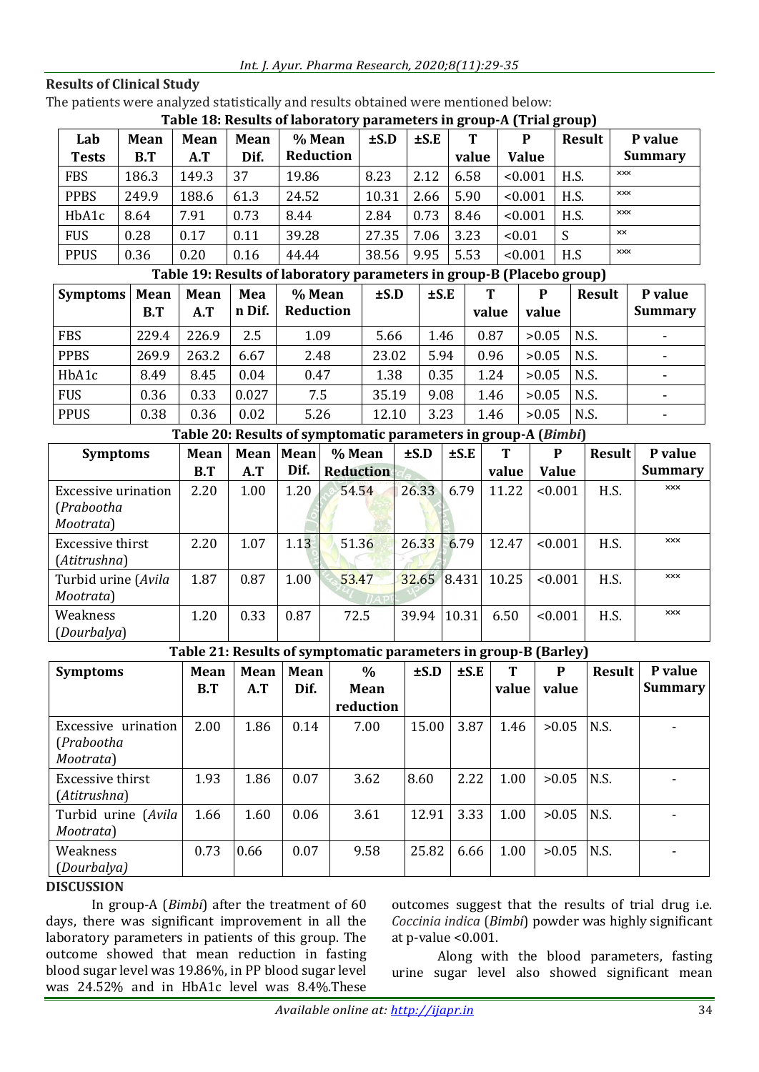## Results of Clinical Study

The patients were analyzed statistically and results obtained were mentioned below:

**Table 18: Results of laboratory parameters in group-A (Trial group)**

| Lab Tests | Mean B.T | Mean A.T | Mean Dif. | % Mean Reduction | ±S.D | ±S.E | T value | P Value | Result | P value Summary |
|---|---|---|---|---|---|---|---|---|---|---|
| FBS | 186.3 | 149.3 | 37 | 19.86 | 8.23 | 2.12 | 6.58 | <0.001 | H.S. | xxx |
| PPBS | 249.9 | 188.6 | 61.3 | 24.52 | 10.31 | 2.66 | 5.90 | <0.001 | H.S. | xxx |
| HbA1c | 8.64 | 7.91 | 0.73 | 8.44 | 2.84 | 0.73 | 8.46 | <0.001 | H.S. | xxx |
| FUS | 0.28 | 0.17 | 0.11 | 39.28 | 27.35 | 7.06 | 3.23 | <0.01 | S | xx |
| PPUS | 0.36 | 0.20 | 0.16 | 44.44 | 38.56 | 9.95 | 5.53 | <0.001 | H.S | xxx |

**Table 19: Results of laboratory parameters in group-B (Placebo group)**

| Symptoms | Mean B.T | Mean A.T | Mean Dif. | % Mean Reduction | ±S.D | ±S.E | T value | P value | Result | P value Summary |
|---|---|---|---|---|---|---|---|---|---|---|
| FBS | 229.4 | 226.9 | 2.5 | 1.09 | 5.66 | 1.46 | 0.87 | >0.05 | N.S. | - |
| PPBS | 269.9 | 263.2 | 6.67 | 2.48 | 23.02 | 5.94 | 0.96 | >0.05 | N.S. | - |
| HbA1c | 8.49 | 8.45 | 0.04 | 0.47 | 1.38 | 0.35 | 1.24 | >0.05 | N.S. | - |
| FUS | 0.36 | 0.33 | 0.027 | 7.5 | 35.19 | 9.08 | 1.46 | >0.05 | N.S. | - |
| PPUS | 0.38 | 0.36 | 0.02 | 5.26 | 12.10 | 3.23 | 1.46 | >0.05 | N.S. | - |

**Table 20: Results of symptomatic parameters in group-A (*Bimbi*)**

| Symptoms | Mean B.T | Mean A.T | Mean Dif. | % Mean Reduction | ±S.D | ±S.E | T value | P Value | Result | P value Summary |
|---|---|---|---|---|---|---|---|---|---|---|
| Excessive urination (*Prabootha Mootrata*) | 2.20 | 1.00 | 1.20 | 54.54 | 26.33 | 6.79 | 11.22 | <0.001 | H.S. | xxx |
| Excessive thirst (*Atitrushna*) | 2.20 | 1.07 | 1.13 | 51.36 | 26.33 | 6.79 | 12.47 | <0.001 | H.S. | xxx |
| Turbid urine (*Avila Mootrata*) | 1.87 | 0.87 | 1.00 | 53.47 | 32.65 | 8.431 | 10.25 | <0.001 | H.S. | xxx |
| Weakness (*Dourbalya*) | 1.20 | 0.33 | 0.87 | 72.5 | 39.94 | 10.31 | 6.50 | <0.001 | H.S. | xxx |

**Table 21: Results of symptomatic parameters in group-B (Barley)**

| Symptoms | Mean B.T | Mean A.T | Mean Dif. | % Mean reduction | ±S.D | ±S.E | T value | P value | Result | P value Summary |
|---|---|---|---|---|---|---|---|---|---|---|
| Excessive urination (*Prabootha Mootrata*) | 2.00 | 1.86 | 0.14 | 7.00 | 15.00 | 3.87 | 1.46 | >0.05 | N.S. | - |
| Excessive thirst (*Atitrushna*) | 1.93 | 1.86 | 0.07 | 3.62 | 8.60 | 2.22 | 1.00 | >0.05 | N.S. | - |
| Turbid urine (*Avila Mootrata*) | 1.66 | 1.60 | 0.06 | 3.61 | 12.91 | 3.33 | 1.00 | >0.05 | N.S. | - |
| Weakness (*Dourbalya*) | 0.73 | 0.66 | 0.07 | 9.58 | 25.82 | 6.66 | 1.00 | >0.05 | N.S. | - |

## DISCUSSION

In group-A (*Bimbi*) after the treatment of 60 days, there was significant improvement in all the laboratory parameters in patients of this group. The outcome showed that mean reduction in fasting blood sugar level was 19.86%, in PP blood sugar level was 24.52% and in HbA1c level was 8.4%.These outcomes suggest that the results of trial drug i.e. *Coccinia indica* (*Bimbi*) powder was highly significant at p-value <0.001.

Along with the blood parameters, fasting urine sugar level also showed significant mean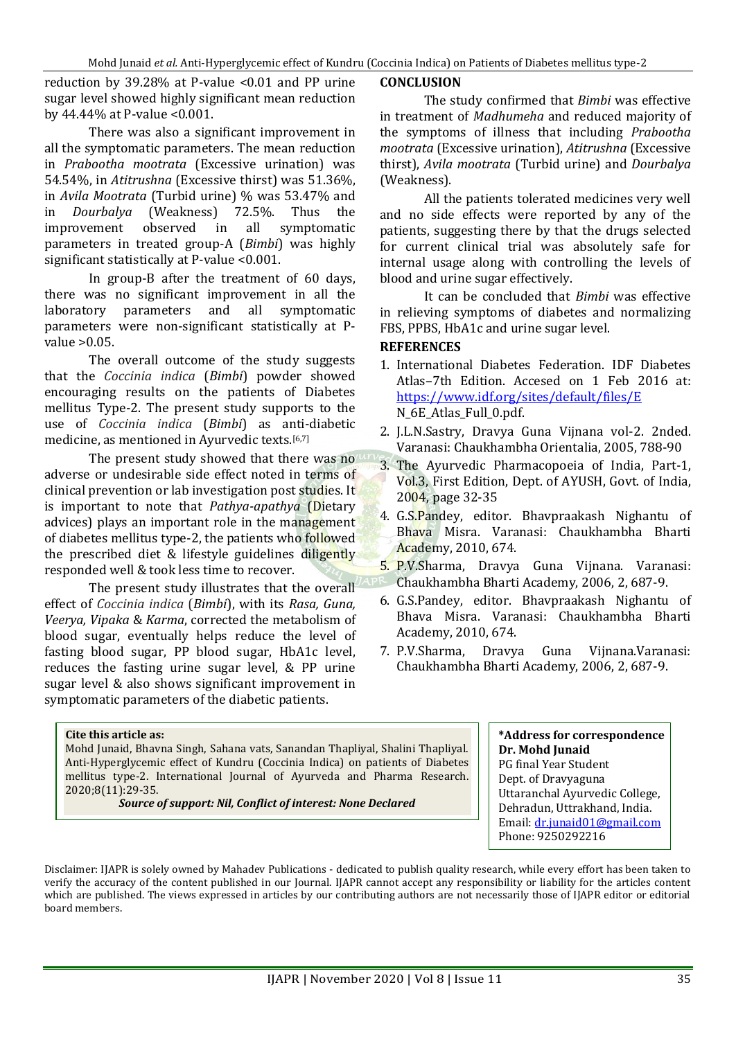reduction by 39.28% at P-value <0.01 and PP urine sugar level showed highly significant mean reduction by 44.44% at P-value <0.001.

There was also a significant improvement in all the symptomatic parameters. The mean reduction in *Prabootha mootrata* (Excessive urination) was 54.54%, in *Atitrushna* (Excessive thirst) was 51.36%, in *Avila Mootrata* (Turbid urine) % was 53.47% and in *Dourbalya* (Weakness) 72.5%. Thus the improvement observed in all symptomatic parameters in treated group-A (*Bimbi*) was highly significant statistically at P-value <0.001.

In group-B after the treatment of 60 days, there was no significant improvement in all the laboratory parameters and all symptomatic parameters were non-significant statistically at P-value >0.05.

The overall outcome of the study suggests that the *Coccinia indica* (*Bimbi*) powder showed encouraging results on the patients of Diabetes mellitus Type-2. The present study supports to the use of *Coccinia indica* (*Bimbi*) as anti-diabetic medicine, as mentioned in Ayurvedic texts.[6,7]

The present study showed that there was no adverse or undesirable side effect noted in terms of clinical prevention or lab investigation post studies. It is important to note that *Pathya-apathya* (Dietary advices) plays an important role in the management of diabetes mellitus type-2, the patients who followed the prescribed diet & lifestyle guidelines diligently responded well & took less time to recover.

The present study illustrates that the overall effect of *Coccinia indica* (*Bimbi*), with its *Rasa, Guna, Veerya, Vipaka* & *Karma*, corrected the metabolism of blood sugar, eventually helps reduce the level of fasting blood sugar, PP blood sugar, HbA1c level, reduces the fasting urine sugar level, & PP urine sugar level & also shows significant improvement in symptomatic parameters of the diabetic patients.

## CONCLUSION

The study confirmed that *Bimbi* was effective in treatment of *Madhumeha* and reduced majority of the symptoms of illness that including *Prabootha mootrata* (Excessive urination), *Atitrushna* (Excessive thirst), *Avila mootrata* (Turbid urine) and *Dourbalya* (Weakness).

All the patients tolerated medicines very well and no side effects were reported by any of the patients, suggesting there by that the drugs selected for current clinical trial was absolutely safe for internal usage along with controlling the levels of blood and urine sugar effectively.

It can be concluded that *Bimbi* was effective in relieving symptoms of diabetes and normalizing FBS, PPBS, HbA1c and urine sugar level.

## REFERENCES

1. International Diabetes Federation. IDF Diabetes Atlas–7th Edition. Accesed on 1 Feb 2016 at: https://www.idf.org/sites/default/files/EN_6E_Atlas_Full_0.pdf.
2. J.L.N.Sastry, Dravya Guna Vijnana vol-2. 2nded. Varanasi: Chaukhambha Orientalia, 2005, 788-90
3. The Ayurvedic Pharmacopoeia of India, Part-1, Vol.3, First Edition, Dept. of AYUSH, Govt. of India, 2004, page 32-35
4. G.S.Pandey, editor. Bhavpraakash Nighantu of Bhava Misra. Varanasi: Chaukhambha Bharti Academy, 2010, 674.
5. P.V.Sharma. Dravya Guna Vijnana. Varanasi: Chaukhambha Bharti Academy, 2006, 2, 687-9.
6. G.S.Pandey, editor. Bhavpraakash Nighantu of Bhava Misra. Varanasi: Chaukhambha Bharti Academy, 2010, 674.
7. P.V.Sharma, Dravya Guna Vijnana.Varanasi: Chaukhambha Bharti Academy, 2006, 2, 687-9.

**Cite this article as:**
Mohd Junaid, Bhavna Singh, Sahana vats, Sanandan Thapliyal, Shalini Thapliyal. Anti-Hyperglycemic effect of Kundru (Coccinia Indica) on patients of Diabetes mellitus type-2. International Journal of Ayurveda and Pharma Research. 2020;8(11):29-35.
***Source of support: Nil, Conflict of interest: None Declared***

**\*Address for correspondence**
**Dr. Mohd Junaid**
PG final Year Student
Dept. of Dravyaguna
Uttaranchal Ayurvedic College, Dehradun, Uttrakhand, India.
Email: dr.junaid01@gmail.com
Phone: 9250292216

Disclaimer: IJAPR is solely owned by Mahadev Publications - dedicated to publish quality research, while every effort has been taken to verify the accuracy of the content published in our Journal. IJAPR cannot accept any responsibility or liability for the articles content which are published. The views expressed in articles by our contributing authors are not necessarily those of IJAPR editor or editorial board members.